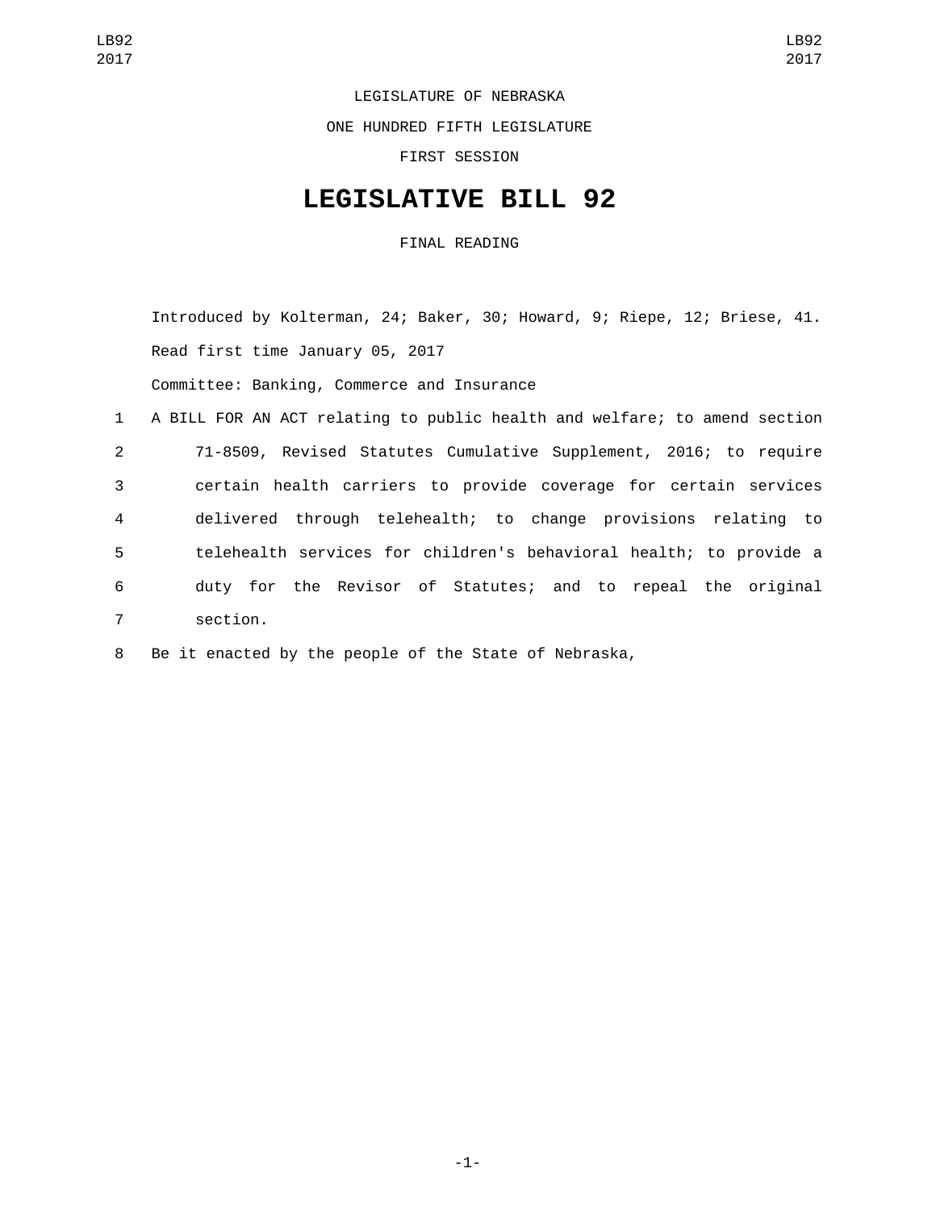LEGISLATURE OF NEBRASKA

ONE HUNDRED FIFTH LEGISLATURE

FIRST SESSION

# LEGISLATIVE BILL 92

FINAL READING

Introduced by Kolterman, 24; Baker, 30; Howard, 9; Riepe, 12; Briese, 41.

Read first time January 05, 2017

Committee: Banking, Commerce and Insurance

1 A BILL FOR AN ACT relating to public health and welfare; to amend section
2 71-8509, Revised Statutes Cumulative Supplement, 2016; to require
3 certain health carriers to provide coverage for certain services
4 delivered through telehealth; to change provisions relating to
5 telehealth services for children's behavioral health; to provide a
6 duty for the Revisor of Statutes; and to repeal the original
7 section.

8 Be it enacted by the people of the State of Nebraska,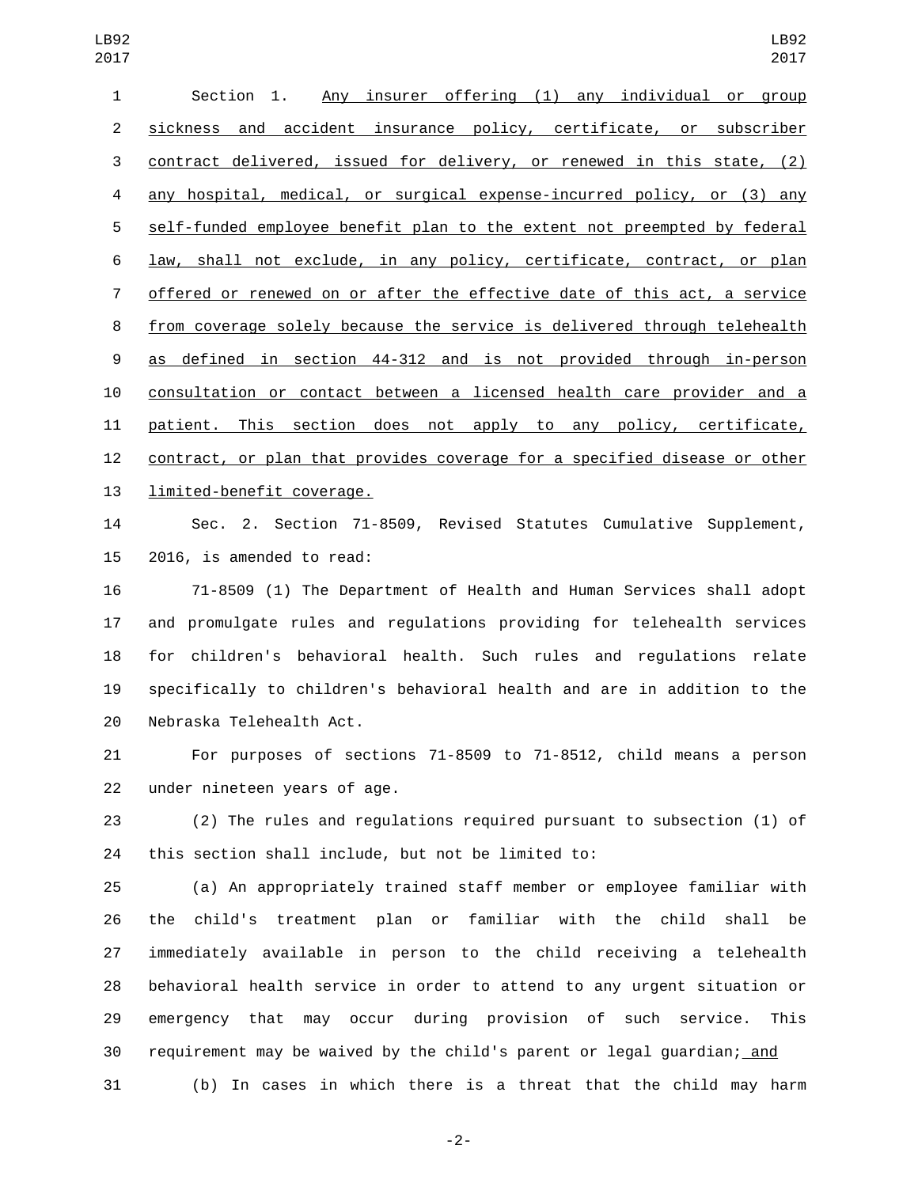Section 1. Any insurer offering (1) any individual or group sickness and accident insurance policy, certificate, or subscriber contract delivered, issued for delivery, or renewed in this state, (2) any hospital, medical, or surgical expense-incurred policy, or (3) any self-funded employee benefit plan to the extent not preempted by federal law, shall not exclude, in any policy, certificate, contract, or plan offered or renewed on or after the effective date of this act, a service from coverage solely because the service is delivered through telehealth as defined in section 44-312 and is not provided through in-person consultation or contact between a licensed health care provider and a patient. This section does not apply to any policy, certificate, contract, or plan that provides coverage for a specified disease or other limited-benefit coverage.

Sec. 2. Section 71-8509, Revised Statutes Cumulative Supplement, 2016, is amended to read:

71-8509 (1) The Department of Health and Human Services shall adopt and promulgate rules and regulations providing for telehealth services for children's behavioral health. Such rules and regulations relate specifically to children's behavioral health and are in addition to the Nebraska Telehealth Act.

For purposes of sections 71-8509 to 71-8512, child means a person under nineteen years of age.

(2) The rules and regulations required pursuant to subsection (1) of this section shall include, but not be limited to:

(a) An appropriately trained staff member or employee familiar with the child's treatment plan or familiar with the child shall be immediately available in person to the child receiving a telehealth behavioral health service in order to attend to any urgent situation or emergency that may occur during provision of such service. This requirement may be waived by the child's parent or legal guardian; and

(b) In cases in which there is a threat that the child may harm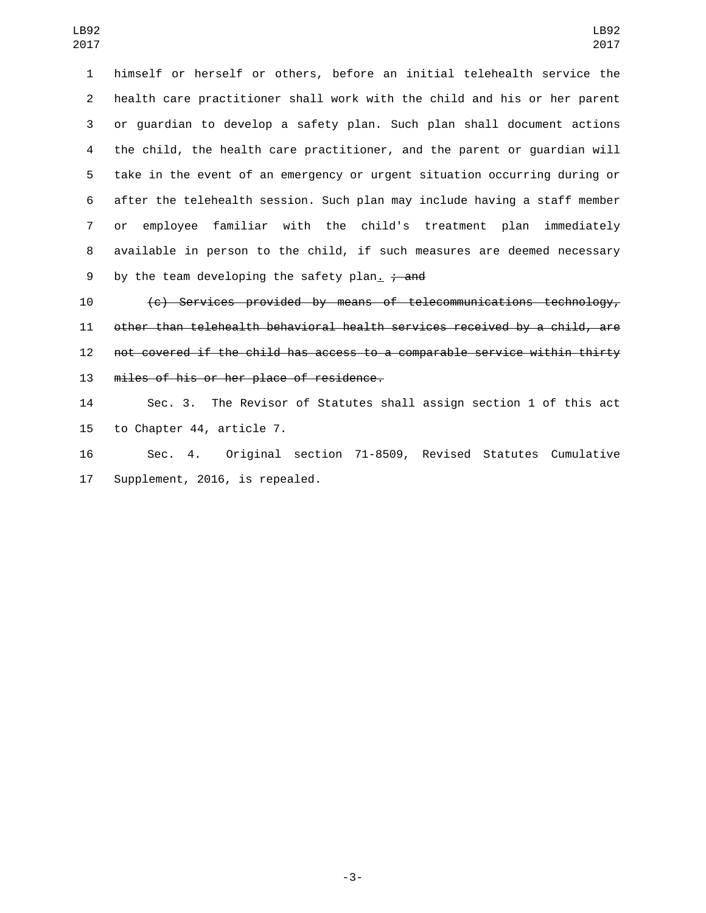himself or herself or others, before an initial telehealth service the health care practitioner shall work with the child and his or her parent or guardian to develop a safety plan. Such plan shall document actions the child, the health care practitioner, and the parent or guardian will take in the event of an emergency or urgent situation occurring during or after the telehealth session. Such plan may include having a staff member or employee familiar with the child's treatment plan immediately available in person to the child, if such measures are deemed necessary by the team developing the safety plan. ~~; and~~

~~(c) Services provided by means of telecommunications technology, other than telehealth behavioral health services received by a child, are not covered if the child has access to a comparable service within thirty miles of his or her place of residence.~~

Sec. 3. The Revisor of Statutes shall assign section 1 of this act to Chapter 44, article 7.

Sec. 4. Original section 71-8509, Revised Statutes Cumulative Supplement, 2016, is repealed.